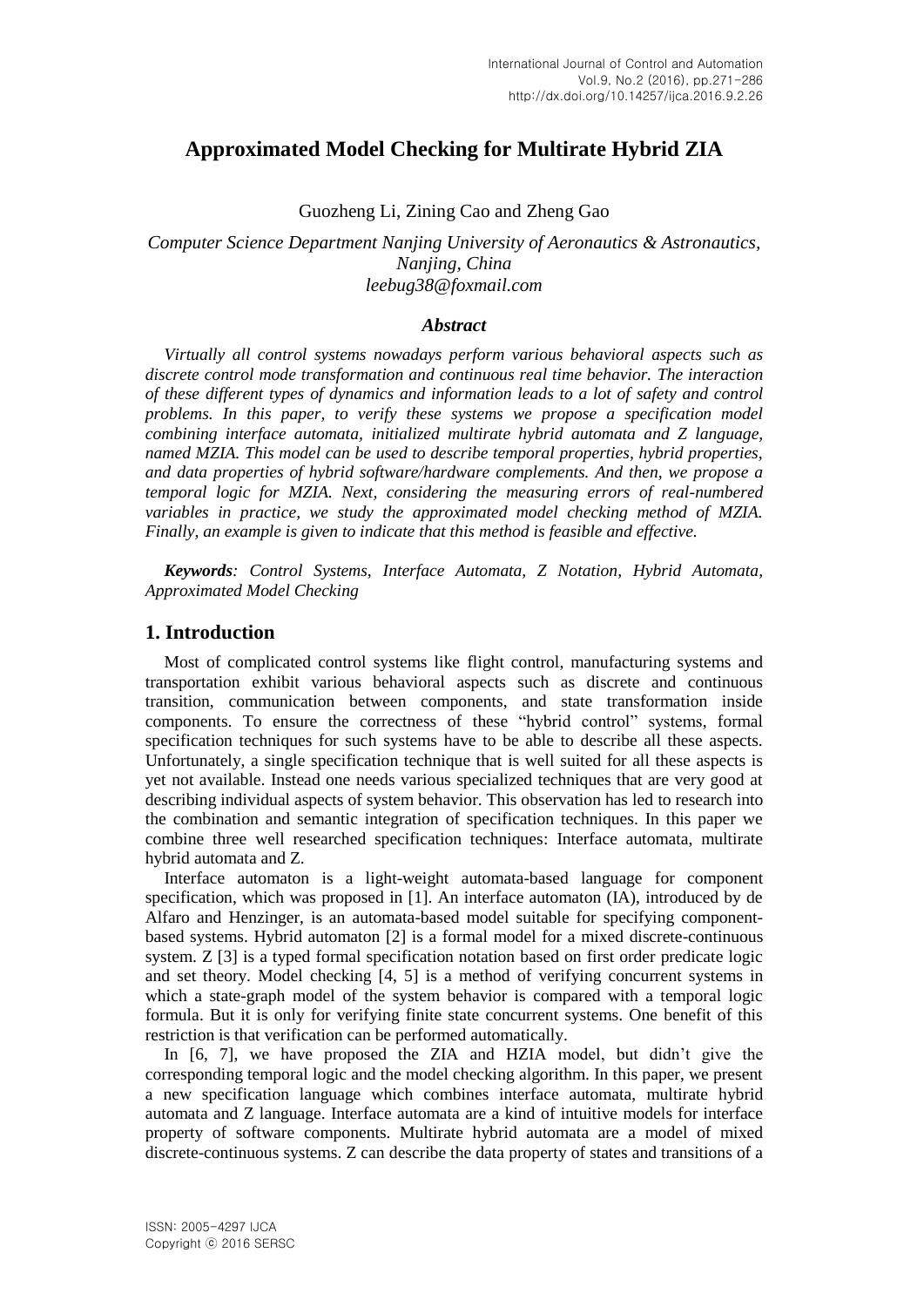# Approximated Model Checking for Multirate Hybrid ZIA

Guozheng Li, Zining Cao and Zheng Gao

*Computer Science Department Nanjing University of Aeronautics & Astronautics, Nanjing, China*
*leebug38@foxmail.com*

### *Abstract*

*Virtually all control systems nowadays perform various behavioral aspects such as discrete control mode transformation and continuous real time behavior. The interaction of these different types of dynamics and information leads to a lot of safety and control problems. In this paper, to verify these systems we propose a specification model combining interface automata, initialized multirate hybrid automata and Z language, named MZIA. This model can be used to describe temporal properties, hybrid properties, and data properties of hybrid software/hardware complements. And then, we propose a temporal logic for MZIA. Next, considering the measuring errors of real-numbered variables in practice, we study the approximated model checking method of MZIA. Finally, an example is given to indicate that this method is feasible and effective.*

***Keywords**: Control Systems, Interface Automata, Z Notation, Hybrid Automata, Approximated Model Checking*

## 1. Introduction

Most of complicated control systems like flight control, manufacturing systems and transportation exhibit various behavioral aspects such as discrete and continuous transition, communication between components, and state transformation inside components. To ensure the correctness of these "hybrid control" systems, formal specification techniques for such systems have to be able to describe all these aspects. Unfortunately, a single specification technique that is well suited for all these aspects is yet not available. Instead one needs various specialized techniques that are very good at describing individual aspects of system behavior. This observation has led to research into the combination and semantic integration of specification techniques. In this paper we combine three well researched specification techniques: Interface automata, multirate hybrid automata and Z.

Interface automaton is a light-weight automata-based language for component specification, which was proposed in [1]. An interface automaton (IA), introduced by de Alfaro and Henzinger, is an automata-based model suitable for specifying component-based systems. Hybrid automaton [2] is a formal model for a mixed discrete-continuous system. Z [3] is a typed formal specification notation based on first order predicate logic and set theory. Model checking [4, 5] is a method of verifying concurrent systems in which a state-graph model of the system behavior is compared with a temporal logic formula. But it is only for verifying finite state concurrent systems. One benefit of this restriction is that verification can be performed automatically.

In [6, 7], we have proposed the ZIA and HZIA model, but didn't give the corresponding temporal logic and the model checking algorithm. In this paper, we present a new specification language which combines interface automata, multirate hybrid automata and Z language. Interface automata are a kind of intuitive models for interface property of software components. Multirate hybrid automata are a model of mixed discrete-continuous systems. Z can describe the data property of states and transitions of a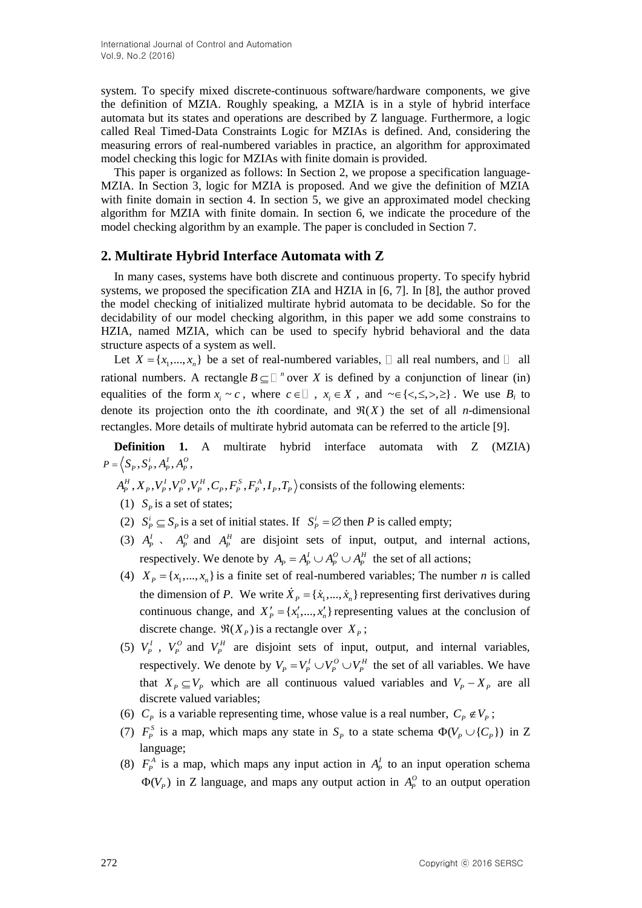system. To specify mixed discrete-continuous software/hardware components, we give the definition of MZIA. Roughly speaking, a MZIA is in a style of hybrid interface automata but its states and operations are described by Z language. Furthermore, a logic called Real Timed-Data Constraints Logic for MZIAs is defined. And, considering the measuring errors of real-numbered variables in practice, an algorithm for approximated model checking this logic for MZIAs with finite domain is provided.

This paper is organized as follows: In Section 2, we propose a specification language-MZIA. In Section 3, logic for MZIA is proposed. And we give the definition of MZIA with finite domain in section 4. In section 5, we give an approximated model checking algorithm for MZIA with finite domain. In section 6, we indicate the procedure of the model checking algorithm by an example. The paper is concluded in Section 7.

## 2. Multirate Hybrid Interface Automata with Z

In many cases, systems have both discrete and continuous property. To specify hybrid systems, we proposed the specification ZIA and HZIA in [6, 7]. In [8], the author proved the model checking of initialized multirate hybrid automata to be decidable. So for the decidability of our model checking algorithm, in this paper we add some constrains to HZIA, named MZIA, which can be used to specify hybrid behavioral and the data structure aspects of a system as well.

Let $X = \{x_1, ..., x_n\}$ be a set of real-numbered variables, $\mathbb{R}$ all real numbers, and $\mathbb{Q}$ all rational numbers. A rectangle $B \subseteq \mathbb{R}^n$ over $X$ is defined by a conjunction of linear (in) equalities of the form $x_i \sim c$, where $c \in \mathbb{Q}$, $x_i \in X$, and $\sim \in \{<, \le, >, \ge\}$. We use $B_i$ to denote its projection onto the $i$th coordinate, and $\Re(X)$ the set of all $n$-dimensional rectangles. More details of multirate hybrid automata can be referred to the article [9].

**Definition 1.** A multirate hybrid interface automata with Z (MZIA) $P = \langle S_P, S_P^i, A_P^I, A_P^O,$ $A_P^H, X_P, V_P^I, V_P^O, V_P^H, C_P, F_P^S, F_P^A, I_P, T_P \rangle$ consists of the following elements:

(1) $S_P$ is a set of states;

(2) $S_P^i \subseteq S_P$ is a set of initial states. If $S_P^i = \varnothing$ then $P$ is called empty;

(3) $A_P^I$ 、 $A_P^O$ and $A_P^H$ are disjoint sets of input, output, and internal actions, respectively. We denote by $A_P = A_P^I \cup A_P^O \cup A_P^H$ the set of all actions;

(4) $X_P = \{x_1, ..., x_n\}$ is a finite set of real-numbered variables; The number $n$ is called the dimension of $P$. We write $\dot{X}_P = \{\dot{x}_1, ..., \dot{x}_n\}$ representing first derivatives during continuous change, and $X'_P = \{x'_1, ..., x'_n\}$ representing values at the conclusion of discrete change. $\Re(X_P)$ is a rectangle over $X_P$;

(5) $V_P^I$, $V_P^O$ and $V_P^H$ are disjoint sets of input, output, and internal variables, respectively. We denote by $V_P = V_P^I \cup V_P^O \cup V_P^H$ the set of all variables. We have that $X_P \subseteq V_P$ which are all continuous valued variables and $V_P - X_P$ are all discrete valued variables;

(6) $C_P$ is a variable representing time, whose value is a real number, $C_P \notin V_P$;

(7) $F_P^S$ is a map, which maps any state in $S_P$ to a state schema $\Phi(V_P \cup \{C_P\})$ in Z language;

(8) $F_P^A$ is a map, which maps any input action in $A_P^I$ to an input operation schema $\Phi(V_P)$ in Z language, and maps any output action in $A_P^O$ to an output operation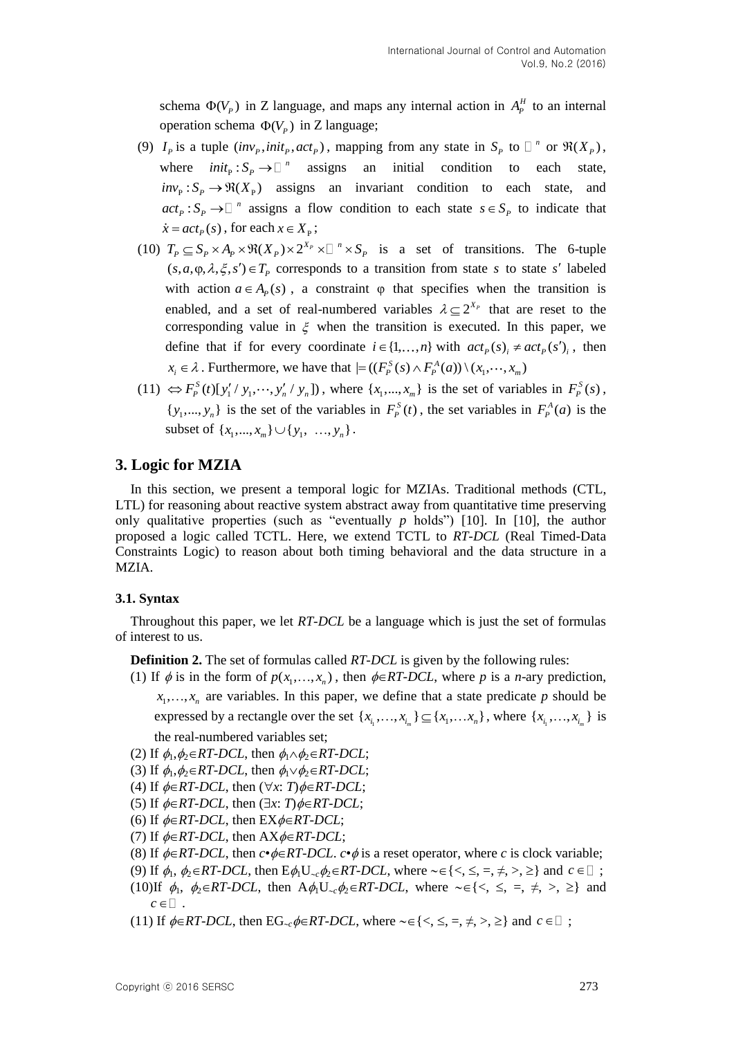schema $\Phi(V_P)$ in Z language, and maps any internal action in $A_P^H$ to an internal operation schema $\Phi(V_P)$ in Z language;

(9) $I_P$ is a tuple $(inv_P, init_P, act_P)$, mapping from any state in $S_P$ to $\mathbb{R}^n$ or $\Re(X_P)$, where $init_P : S_P \to \mathbb{R}^n$ assigns an initial condition to each state, $inv_P : S_P \to \Re(X_P)$ assigns an invariant condition to each state, and $act_P : S_P \to \mathbb{R}^n$ assigns a flow condition to each state $s \in S_P$ to indicate that $\dot{x} = act_P(s)$, for each $x \in X_P$;

(10) $T_P \subseteq S_P \times A_P \times \Re(X_P) \times 2^{X_P} \times \mathbb{R}^n \times S_P$ is a set of transitions. The 6-tuple $(s, a, \varphi, \lambda, \xi, s') \in T_P$ corresponds to a transition from state $s$ to state $s'$ labeled with action $a \in A_P(s)$, a constraint $\varphi$ that specifies when the transition is enabled, and a set of real-numbered variables $\lambda \subseteq 2^{X_P}$ that are reset to the corresponding value in $\xi$ when the transition is executed. In this paper, we define that if for every coordinate $i \in \{1, \ldots, n\}$ with $act_P(s)_i \neq act_P(s')_i$, then $x_i \in \lambda$. Furthermore, we have that $\models ((F_P^S(s) \wedge F_P^A(a)) \setminus (x_1, \cdots, x_m)$

(11) $\Leftrightarrow F_P^S(t)[y_1'/y_1, \cdots, y_n'/y_n])$, where $\{x_1, ..., x_m\}$ is the set of variables in $F_P^S(s)$, $\{y_1, ..., y_n\}$ is the set of the variables in $F_P^S(t)$, the set variables in $F_P^A(a)$ is the subset of $\{x_1, ..., x_m\} \cup \{y_1, \ldots, y_n\}$.

## 3. Logic for MZIA

In this section, we present a temporal logic for MZIAs. Traditional methods (CTL, LTL) for reasoning about reactive system abstract away from quantitative time preserving only qualitative properties (such as "eventually *p* holds") [10]. In [10], the author proposed a logic called TCTL. Here, we extend TCTL to *RT-DCL* (Real Timed-Data Constraints Logic) to reason about both timing behavioral and the data structure in a MZIA.

### 3.1. Syntax

Throughout this paper, we let *RT-DCL* be a language which is just the set of formulas of interest to us.

**Definition 2.** The set of formulas called *RT-DCL* is given by the following rules:

(1) If $\phi$ is in the form of $p(x_1, \ldots, x_n)$, then $\phi \in$ *RT-DCL*, where *p* is a *n*-ary prediction, $x_1, \ldots, x_n$ are variables. In this paper, we define that a state predicate *p* should be expressed by a rectangle over the set $\{x_{i_1}, \ldots, x_{i_m}\} \subseteq \{x_1, \ldots x_n\}$, where $\{x_{i_1}, \ldots, x_{i_m}\}$ is the real-numbered variables set;

(2) If $\phi_1, \phi_2 \in$ *RT-DCL*, then $\phi_1 \wedge \phi_2 \in$ *RT-DCL*;

(3) If $\phi_1, \phi_2 \in$ *RT-DCL*, then $\phi_1 \vee \phi_2 \in$ *RT-DCL*;

(4) If $\phi \in$ *RT-DCL*, then $(\forall x: T)\phi \in$ *RT-DCL*;

(5) If $\phi \in$ *RT-DCL*, then $(\exists x: T)\phi \in$ *RT-DCL*;

(6) If $\phi \in$ *RT-DCL*, then $\mathrm{EX}\phi \in$ *RT-DCL*;

(7) If $\phi \in$ *RT-DCL*, then $\mathrm{AX}\phi \in$ *RT-DCL*;

(8) If $\phi \in$ *RT-DCL*, then $c \bullet \phi \in$ *RT-DCL*. $c \bullet \phi$ is a reset operator, where *c* is clock variable;

(9) If $\phi_1, \phi_2 \in$ *RT-DCL*, then $\mathrm{E}\phi_1 \mathrm{U}_{\sim c} \phi_2 \in$ *RT-DCL*, where $\sim \in \{<, \leq, =, \neq, >, \geq\}$ and $c \in \mathbb{N}$;

(10) If $\phi_1, \phi_2 \in$ *RT-DCL*, then $\mathrm{A}\phi_1 \mathrm{U}_{\sim c} \phi_2 \in$ *RT-DCL*, where $\sim \in \{<, \leq, =, \neq, >, \geq\}$ and $c \in \mathbb{N}$.

(11) If $\phi \in$ *RT-DCL*, then $\mathrm{EG}_{\sim c}\phi \in$ *RT-DCL*, where $\sim \in \{<, \leq, =, \neq, >, \geq\}$ and $c \in \mathbb{N}$;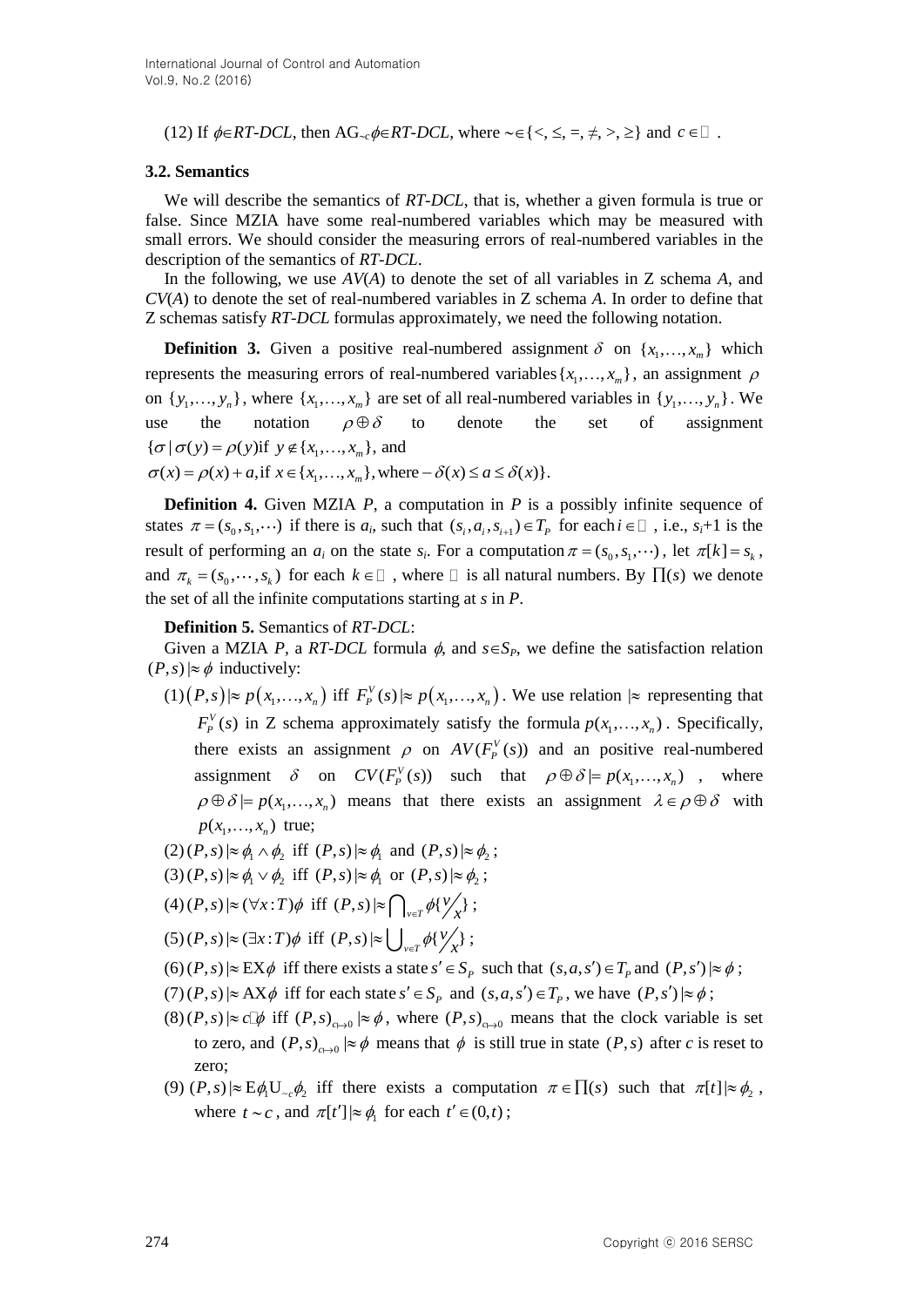(12) If $\phi \in RT\text{-}DCL$, then $\mathrm{AG}_{\sim c}\phi \in RT\text{-}DCL$, where $\sim \in \{<, \leq, =, \neq, >, \geq\}$ and $c \in \mathbb{N}$.

### 3.2. Semantics

We will describe the semantics of *RT-DCL*, that is, whether a given formula is true or false. Since MZIA have some real-numbered variables which may be measured with small errors. We should consider the measuring errors of real-numbered variables in the description of the semantics of *RT-DCL*.

In the following, we use $AV(A)$ to denote the set of all variables in Z schema $A$, and $CV(A)$ to denote the set of real-numbered variables in Z schema $A$. In order to define that Z schemas satisfy *RT-DCL* formulas approximately, we need the following notation.

**Definition 3.** Given a positive real-numbered assignment $\delta$ on $\{x_1, \ldots, x_m\}$ which represents the measuring errors of real-numbered variables $\{x_1, \ldots, x_m\}$, an assignment $\rho$ on $\{y_1, \ldots, y_n\}$, where $\{x_1, \ldots, x_m\}$ are set of all real-numbered variables in $\{y_1, \ldots, y_n\}$. We use the notation $\rho \oplus \delta$ to denote the set of assignment $\{\sigma \mid \sigma(y) = \rho(y) \text{if } y \notin \{x_1, \ldots, x_m\}$, and
$\sigma(x) = \rho(x) + a, \text{if } x \in \{x_1, \ldots, x_m\}, \text{where} -\delta(x) \leq a \leq \delta(x)\}$.

**Definition 4.** Given MZIA $P$, a computation in $P$ is a possibly infinite sequence of states $\pi = (s_0, s_1, \cdots)$ if there is $a_i$, such that $(s_i, a_i, s_{i+1}) \in T_P$ for each $i \in \mathbb{N}$, i.e., $s_i$+1 is the result of performing an $a_i$ on the state $s_i$. For a computation $\pi = (s_0, s_1, \cdots)$, let $\pi[k] = s_k$, and $\pi_k = (s_0, \cdots, s_k)$ for each $k \in \mathbb{N}$, where $\mathbb{N}$ is all natural numbers. By $\prod(s)$ we denote the set of all the infinite computations starting at $s$ in $P$.

**Definition 5.** Semantics of *RT-DCL*:

Given a MZIA $P$, a *RT-DCL* formula $\phi$, and $s \in S_P$, we define the satisfaction relation $(P, s) \models\approx \phi$ inductively:

(1) $(P, s) \models\approx p(x_1, \ldots, x_n)$ iff $F_P^V(s) \models\approx p(x_1, \ldots, x_n)$. We use relation $\models\approx$ representing that $F_P^V(s)$ in Z schema approximately satisfy the formula $p(x_1, \ldots, x_n)$. Specifically, there exists an assignment $\rho$ on $AV(F_P^V(s))$ and an positive real-numbered assignment $\delta$ on $CV(F_P^V(s))$ such that $\rho \oplus \delta \models p(x_1, \ldots, x_n)$, where $\rho \oplus \delta \models p(x_1, \ldots, x_n)$ means that there exists an assignment $\lambda \in \rho \oplus \delta$ with $p(x_1, \ldots, x_n)$ true;

(2) $(P, s) \models\approx \phi_1 \wedge \phi_2$ iff $(P, s) \models\approx \phi_1$ and $(P, s) \models\approx \phi_2$;

(3) $(P, s) \models\approx \phi_1 \vee \phi_2$ iff $(P, s) \models\approx \phi_1$ or $(P, s) \models\approx \phi_2$;

(4) $(P, s) \models\approx (\forall x : T)\phi$ iff $(P, s) \models\approx \bigcap_{v \in T} \phi\{{}^{v}/_{x}\}$;

(5) $(P, s) \models\approx (\exists x : T)\phi$ iff $(P, s) \models\approx \bigcup_{v \in T} \phi\{{}^{v}/_{x}\}$;

(6) $(P, s) \models\approx \mathrm{EX}\phi$ iff there exists a state $s' \in S_P$ such that $(s, a, s') \in T_P$ and $(P, s') \models\approx \phi$;

(7) $(P, s) \models\approx \mathrm{AX}\phi$ iff for each state $s' \in S_P$ and $(s, a, s') \in T_P$, we have $(P, s') \models\approx \phi$;

(8) $(P, s) \models\approx c.\phi$ iff $(P, s)_{c \mapsto 0} \models\approx \phi$, where $(P, s)_{c \mapsto 0}$ means that the clock variable is set to zero, and $(P, s)_{c \mapsto 0} \models\approx \phi$ means that $\phi$ is still true in state $(P, s)$ after $c$ is reset to zero;

(9) $(P, s) \models\approx \mathrm{E}\phi_1 \mathrm{U}_{\sim c}\phi_2$ iff there exists a computation $\pi \in \prod(s)$ such that $\pi[t] \models\approx \phi_2$, where $t \sim c$, and $\pi[t'] \models\approx \phi_1$ for each $t' \in (0, t)$;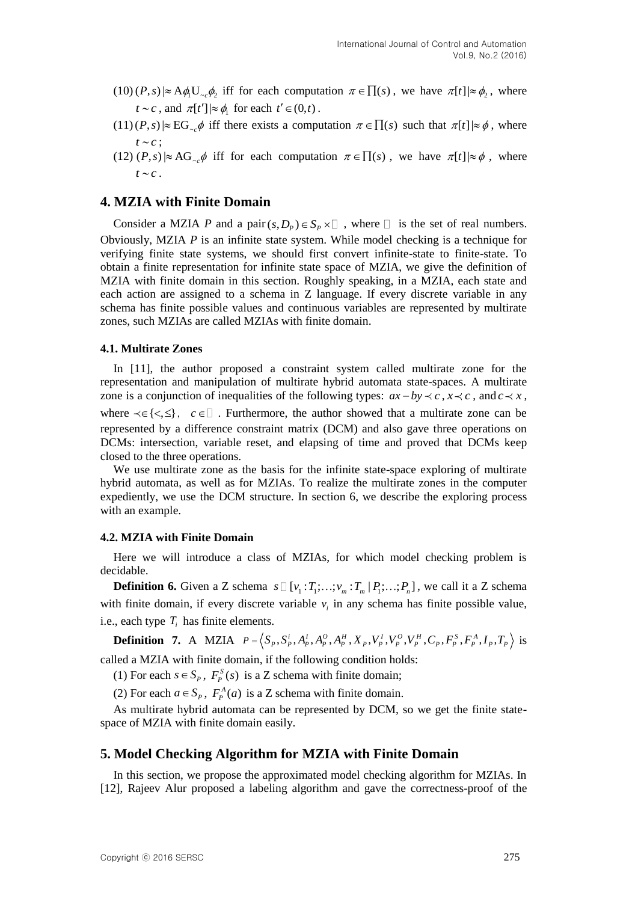(10) $(P,s) |\approx \mathrm{A}\phi_1 \mathrm{U}_{\sim c}\phi_2$ iff for each computation $\pi \in \prod(s)$, we have $\pi[t] |\approx \phi_2$, where $t \sim c$, and $\pi[t'] |\approx \phi_1$ for each $t' \in (0,t)$.

(11) $(P,s) |\approx \mathrm{EG}_{\sim c}\phi$ iff there exists a computation $\pi \in \prod(s)$ such that $\pi[t] |\approx \phi$, where $t \sim c$;

(12) $(P,s) |\approx \mathrm{AG}_{\sim c}\phi$ iff for each computation $\pi \in \prod(s)$, we have $\pi[t] |\approx \phi$, where $t \sim c$.

## 4. MZIA with Finite Domain

Consider a MZIA $P$ and a pair $(s, D_P) \in S_P \times \mathbb{R}$, where $\mathbb{R}$ is the set of real numbers. Obviously, MZIA $P$ is an infinite state system. While model checking is a technique for verifying finite state systems, we should first convert infinite-state to finite-state. To obtain a finite representation for infinite state space of MZIA, we give the definition of MZIA with finite domain in this section. Roughly speaking, in a MZIA, each state and each action are assigned to a schema in Z language. If every discrete variable in any schema has finite possible values and continuous variables are represented by multirate zones, such MZIAs are called MZIAs with finite domain.

### 4.1. Multirate Zones

In [11], the author proposed a constraint system called multirate zone for the representation and manipulation of multirate hybrid automata state-spaces. A multirate zone is a conjunction of inequalities of the following types: $ax - by \prec c$, $x \prec c$, and $c \prec x$, where $\prec \in \{<, \leq\}$, $c \in \mathbb{R}$. Furthermore, the author showed that a multirate zone can be represented by a difference constraint matrix (DCM) and also gave three operations on DCMs: intersection, variable reset, and elapsing of time and proved that DCMs keep closed to the three operations.

We use multirate zone as the basis for the infinite state-space exploring of multirate hybrid automata, as well as for MZIAs. To realize the multirate zones in the computer expediently, we use the DCM structure. In section 6, we describe the exploring process with an example.

### 4.2. MZIA with Finite Domain

Here we will introduce a class of MZIAs, for which model checking problem is decidable.

**Definition 6.** Given a Z schema $s \triangleq [v_1 : T_1; \ldots; v_m : T_m \mid P_1; \ldots; P_n]$, we call it a Z schema with finite domain, if every discrete variable $v_i$ in any schema has finite possible value, i.e., each type $T_i$ has finite elements.

**Definition 7.** A MZIA $P = \left\langle S_P, S_P^i, A_P^I, A_P^O, A_P^H, X_P, V_P^I, V_P^O, V_P^H, C_P, F_P^S, F_P^A, I_P, T_P \right\rangle$ is called a MZIA with finite domain, if the following condition holds:

(1) For each $s \in S_P$, $F_P^S(s)$ is a Z schema with finite domain;

(2) For each $a \in S_P$, $F_P^A(a)$ is a Z schema with finite domain.

As multirate hybrid automata can be represented by DCM, so we get the finite state-space of MZIA with finite domain easily.

## 5. Model Checking Algorithm for MZIA with Finite Domain

In this section, we propose the approximated model checking algorithm for MZIAs. In [12], Rajeev Alur proposed a labeling algorithm and gave the correctness-proof of the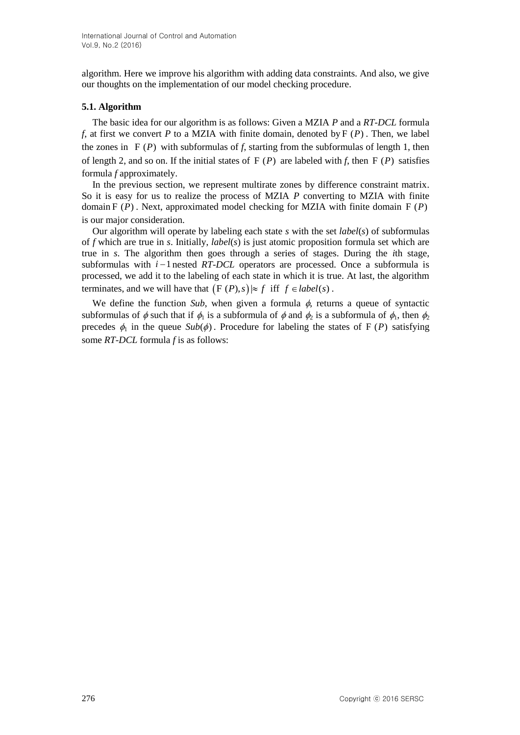algorithm. Here we improve his algorithm with adding data constraints. And also, we give our thoughts on the implementation of our model checking procedure.

### 5.1. Algorithm

The basic idea for our algorithm is as follows: Given a MZIA *P* and a *RT-DCL* formula *f*, at first we convert *P* to a MZIA with finite domain, denoted by $\mathrm{F}\,(P)$. Then, we label the zones in $\mathrm{F}\,(P)$ with subformulas of *f*, starting from the subformulas of length 1, then of length 2, and so on. If the initial states of $\mathrm{F}\,(P)$ are labeled with *f*, then $\mathrm{F}\,(P)$ satisfies formula *f* approximately.

In the previous section, we represent multirate zones by difference constraint matrix. So it is easy for us to realize the process of MZIA *P* converting to MZIA with finite domain $\mathrm{F}\,(P)$. Next, approximated model checking for MZIA with finite domain $\mathrm{F}\,(P)$ is our major consideration.

Our algorithm will operate by labeling each state *s* with the set *label*(*s*) of subformulas of *f* which are true in *s*. Initially, *label*(*s*) is just atomic proposition formula set which are true in *s*. The algorithm then goes through a series of stages. During the *i*th stage, subformulas with $i-1$ nested *RT-DCL* operators are processed. Once a subformula is processed, we add it to the labeling of each state in which it is true. At last, the algorithm terminates, and we will have that $(\mathrm{F}\,(P), s) |\approx f$ iff $f \in label(s)$.

We define the function *Sub*, when given a formula $\phi$, returns a queue of syntactic subformulas of $\phi$ such that if $\phi_1$ is a subformula of $\phi$ and $\phi_2$ is a subformula of $\phi_1$, then $\phi_2$ precedes $\phi_1$ in the queue $Sub(\phi)$. Procedure for labeling the states of $\mathrm{F}\,(P)$ satisfying some *RT-DCL* formula *f* is as follows: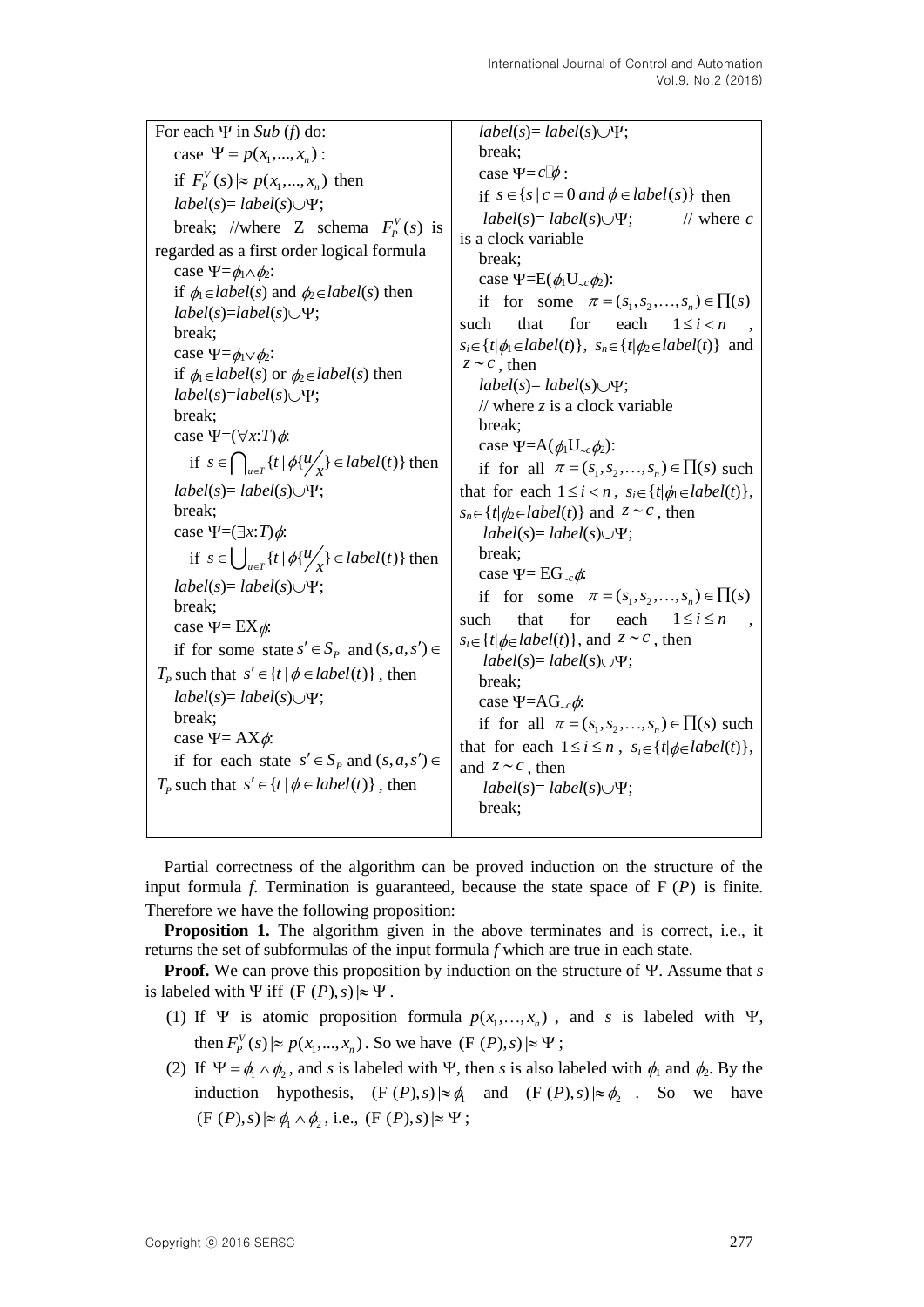```
For each Ψ in Sub (f) do:
   case Ψ = p(x_1,...,x_n) :
   if F_P^V(s) |≈ p(x_1,...,x_n) then
   label(s)= label(s)∪Ψ;
   break; //where Z schema F_P^V(s) is regarded as a first order logical formula
   case Ψ=ϕ1∧ϕ2:
   if ϕ1∈label(s) and ϕ2∈label(s) then
   label(s)=label(s)∪Ψ;
   break;
   case Ψ=ϕ1∨ϕ2:
   if ϕ1∈label(s) or ϕ2∈label(s) then
   label(s)=label(s)∪Ψ;
   break;
   case Ψ=(∀x:T)ϕ:
     if s ∈ ⋂_{u∈T} {t | ϕ{u/x} ∈ label(t)} then
   label(s)= label(s)∪Ψ;
   break;
   case Ψ=(∃x:T)ϕ:
     if s ∈ ⋃_{u∈T} {t | ϕ{u/x} ∈ label(t)} then
   label(s)= label(s)∪Ψ;
   break;
   case Ψ= EXϕ:
   if for some state s' ∈ S_P and (s,a,s') ∈ T_P such that s' ∈ {t | ϕ ∈ label(t)} , then
   label(s)= label(s)∪Ψ;
   break;
   case Ψ= AXϕ:
   if for each state s' ∈ S_P and (s,a,s') ∈ T_P such that s' ∈ {t | ϕ ∈ label(t)} , then
   label(s)= label(s)∪Ψ;
   break;
   case Ψ=c□ϕ :
   if s ∈ {s | c = 0 and ϕ ∈ label(s)} then
    label(s)= label(s)∪Ψ;          // where c is a clock variable
   break;
   case Ψ=E(ϕ1U_{~c}ϕ2):
   if for some π = (s_1,s_2,...,s_n) ∈ ∏(s) such that for each 1 ≤ i < n , s_i∈{t|ϕ1∈label(t)}, s_n∈{t|ϕ2∈label(t)} and z ~ c , then
   label(s)= label(s)∪Ψ;
   // where z is a clock variable
   break;
   case Ψ=A(ϕ1U_{~c}ϕ2):
   if for all π = (s_1,s_2,...,s_n) ∈ ∏(s) such that for each 1 ≤ i < n , s_i∈{t|ϕ1∈label(t)}, s_n∈{t|ϕ2∈label(t)} and z ~ c , then
    label(s)= label(s)∪Ψ;
   break;
   case Ψ= EG_{~c}ϕ:
   if for some π = (s_1,s_2,...,s_n) ∈ ∏(s) such that for each 1 ≤ i ≤ n , s_i∈{t|ϕ∈label(t)}, and z ~ c , then
    label(s)= label(s)∪Ψ;
   break;
   case Ψ=AG_{~c}ϕ:
   if for all π = (s_1,s_2,...,s_n) ∈ ∏(s) such that for each 1 ≤ i ≤ n , s_i∈{t|ϕ∈label(t)}, and z ~ c , then
    label(s)= label(s)∪Ψ;
   break;
```

Partial correctness of the algorithm can be proved induction on the structure of the input formula *f*. Termination is guaranteed, because the state space of $\mathrm{F}(P)$ is finite. Therefore we have the following proposition:

**Proposition 1.** The algorithm given in the above terminates and is correct, i.e., it returns the set of subformulas of the input formula *f* which are true in each state.

**Proof.** We can prove this proposition by induction on the structure of $\Psi$. Assume that *s* is labeled with $\Psi$ iff $(\mathrm{F}(P), s) \mid\approx \Psi$.

(1) If $\Psi$ is atomic proposition formula $p(x_1,\ldots,x_n)$, and *s* is labeled with $\Psi$, then $F_P^V(s) \mid\approx p(x_1,\ldots,x_n)$. So we have $(\mathrm{F}(P), s) \mid\approx \Psi$;

(2) If $\Psi = \phi_1 \wedge \phi_2$, and *s* is labeled with $\Psi$, then *s* is also labeled with $\phi_1$ and $\phi_2$. By the induction hypothesis, $(\mathrm{F}(P), s) \mid\approx \phi_1$ and $(\mathrm{F}(P), s) \mid\approx \phi_2$. So we have $(\mathrm{F}(P), s) \mid\approx \phi_1 \wedge \phi_2$, i.e., $(\mathrm{F}(P), s) \mid\approx \Psi$;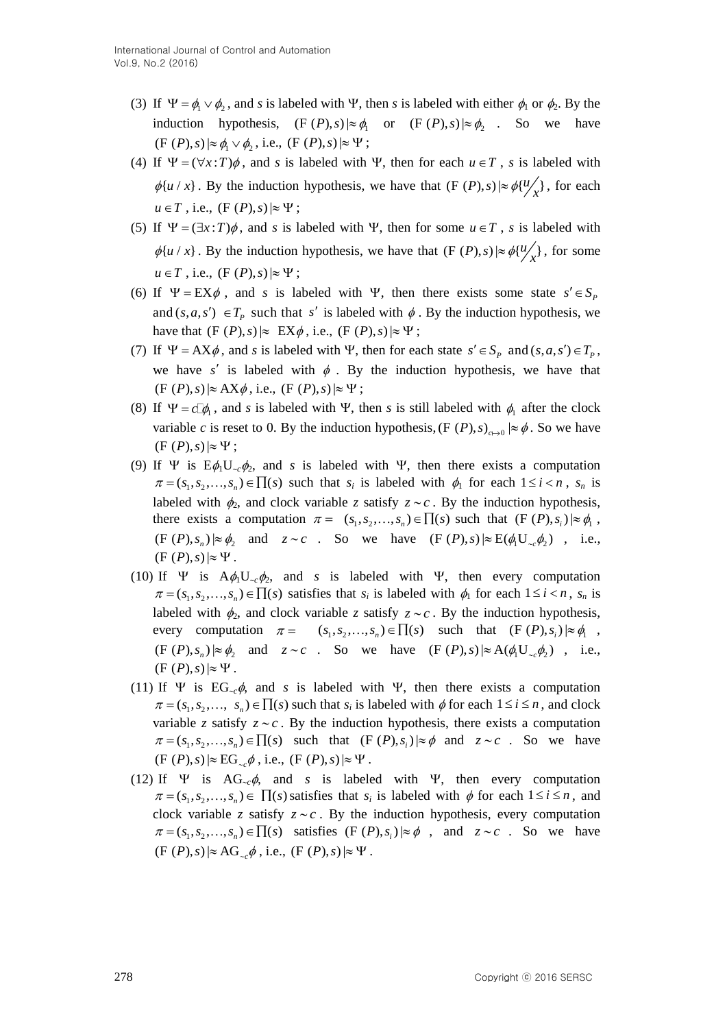(3) If $\Psi = \phi_1 \vee \phi_2$, and $s$ is labeled with $\Psi$, then $s$ is labeled with either $\phi_1$ or $\phi_2$. By the induction hypothesis, $(\mathrm{F}(P), s) |\approx \phi_1$ or $(\mathrm{F}(P), s) |\approx \phi_2$. So we have $(\mathrm{F}(P), s) |\approx \phi_1 \vee \phi_2$, i.e., $(\mathrm{F}(P), s) |\approx \Psi$;

(4) If $\Psi = (\forall x : T)\phi$, and $s$ is labeled with $\Psi$, then for each $u \in T$, $s$ is labeled with $\phi\{u / x\}$. By the induction hypothesis, we have that $(\mathrm{F}(P), s) |\approx \phi\{u/x\}$, for each $u \in T$, i.e., $(\mathrm{F}(P), s) |\approx \Psi$;

(5) If $\Psi = (\exists x : T)\phi$, and $s$ is labeled with $\Psi$, then for some $u \in T$, $s$ is labeled with $\phi\{u / x\}$. By the induction hypothesis, we have that $(\mathrm{F}(P), s) |\approx \phi\{u/x\}$, for some $u \in T$, i.e., $(\mathrm{F}(P), s) |\approx \Psi$;

(6) If $\Psi = \mathrm{EX}\phi$, and $s$ is labeled with $\Psi$, then there exists some state $s' \in S_P$ and $(s, a, s') \in T_P$ such that $s'$ is labeled with $\phi$. By the induction hypothesis, we have that $(\mathrm{F}(P), s) |\approx \mathrm{EX}\phi$, i.e., $(\mathrm{F}(P), s) |\approx \Psi$;

(7) If $\Psi = \mathrm{AX}\phi$, and $s$ is labeled with $\Psi$, then for each state $s' \in S_P$ and $(s, a, s') \in T_P$, we have $s'$ is labeled with $\phi$. By the induction hypothesis, we have that $(\mathrm{F}(P), s) |\approx \mathrm{AX}\phi$, i.e., $(\mathrm{F}(P), s) |\approx \Psi$;

(8) If $\Psi = c\square\phi_1$, and $s$ is labeled with $\Psi$, then $s$ is still labeled with $\phi_1$ after the clock variable $c$ is reset to 0. By the induction hypothesis, $(\mathrm{F}(P), s)_{c \mapsto 0} |\approx \phi$. So we have $(\mathrm{F}(P), s) |\approx \Psi$;

(9) If $\Psi$ is $\mathrm{E}\phi_1\mathrm{U}_{\sim c}\phi_2$, and $s$ is labeled with $\Psi$, then there exists a computation $\pi = (s_1, s_2, \ldots, s_n) \in \prod(s)$ such that $s_i$ is labeled with $\phi_1$ for each $1 \le i < n$, $s_n$ is labeled with $\phi_2$, and clock variable $z$ satisfy $z \sim c$. By the induction hypothesis, there exists a computation $\pi = (s_1, s_2, \ldots, s_n) \in \prod(s)$ such that $(\mathrm{F}(P), s_i) |\approx \phi_1$, $(\mathrm{F}(P), s_n) |\approx \phi_2$ and $z \sim c$. So we have $(\mathrm{F}(P), s) |\approx \mathrm{E}(\phi_1\mathrm{U}_{\sim c}\phi_2)$, i.e., $(\mathrm{F}(P), s) |\approx \Psi$.

(10) If $\Psi$ is $\mathrm{A}\phi_1\mathrm{U}_{\sim c}\phi_2$, and $s$ is labeled with $\Psi$, then every computation $\pi = (s_1, s_2, \ldots, s_n) \in \prod(s)$ satisfies that $s_i$ is labeled with $\phi_1$ for each $1 \le i < n$, $s_n$ is labeled with $\phi_2$, and clock variable $z$ satisfy $z \sim c$. By the induction hypothesis, every computation $\pi = (s_1, s_2, \ldots, s_n) \in \prod(s)$ such that $(\mathrm{F}(P), s_i) |\approx \phi_1$, $(\mathrm{F}(P), s_n) |\approx \phi_2$ and $z \sim c$. So we have $(\mathrm{F}(P), s) |\approx \mathrm{A}(\phi_1\mathrm{U}_{\sim c}\phi_2)$, i.e., $(\mathrm{F}(P), s) |\approx \Psi$.

(11) If $\Psi$ is $\mathrm{EG}_{\sim c}\phi$, and $s$ is labeled with $\Psi$, then there exists a computation $\pi = (s_1, s_2, \ldots, s_n) \in \prod(s)$ such that $s_i$ is labeled with $\phi$ for each $1 \le i \le n$, and clock variable $z$ satisfy $z \sim c$. By the induction hypothesis, there exists a computation $\pi = (s_1, s_2, \ldots, s_n) \in \prod(s)$ such that $(\mathrm{F}(P), s_i) |\approx \phi$ and $z \sim c$. So we have $(\mathrm{F}(P), s) |\approx \mathrm{EG}_{\sim c}\phi$, i.e., $(\mathrm{F}(P), s) |\approx \Psi$.

(12) If $\Psi$ is $\mathrm{AG}_{\sim c}\phi$, and $s$ is labeled with $\Psi$, then every computation $\pi = (s_1, s_2, \ldots, s_n) \in \prod(s)$ satisfies that $s_i$ is labeled with $\phi$ for each $1 \le i \le n$, and clock variable $z$ satisfy $z \sim c$. By the induction hypothesis, every computation $\pi = (s_1, s_2, \ldots, s_n) \in \prod(s)$ satisfies $(\mathrm{F}(P), s_i) |\approx \phi$, and $z \sim c$. So we have $(\mathrm{F}(P), s) |\approx \mathrm{AG}_{\sim c}\phi$, i.e., $(\mathrm{F}(P), s) |\approx \Psi$.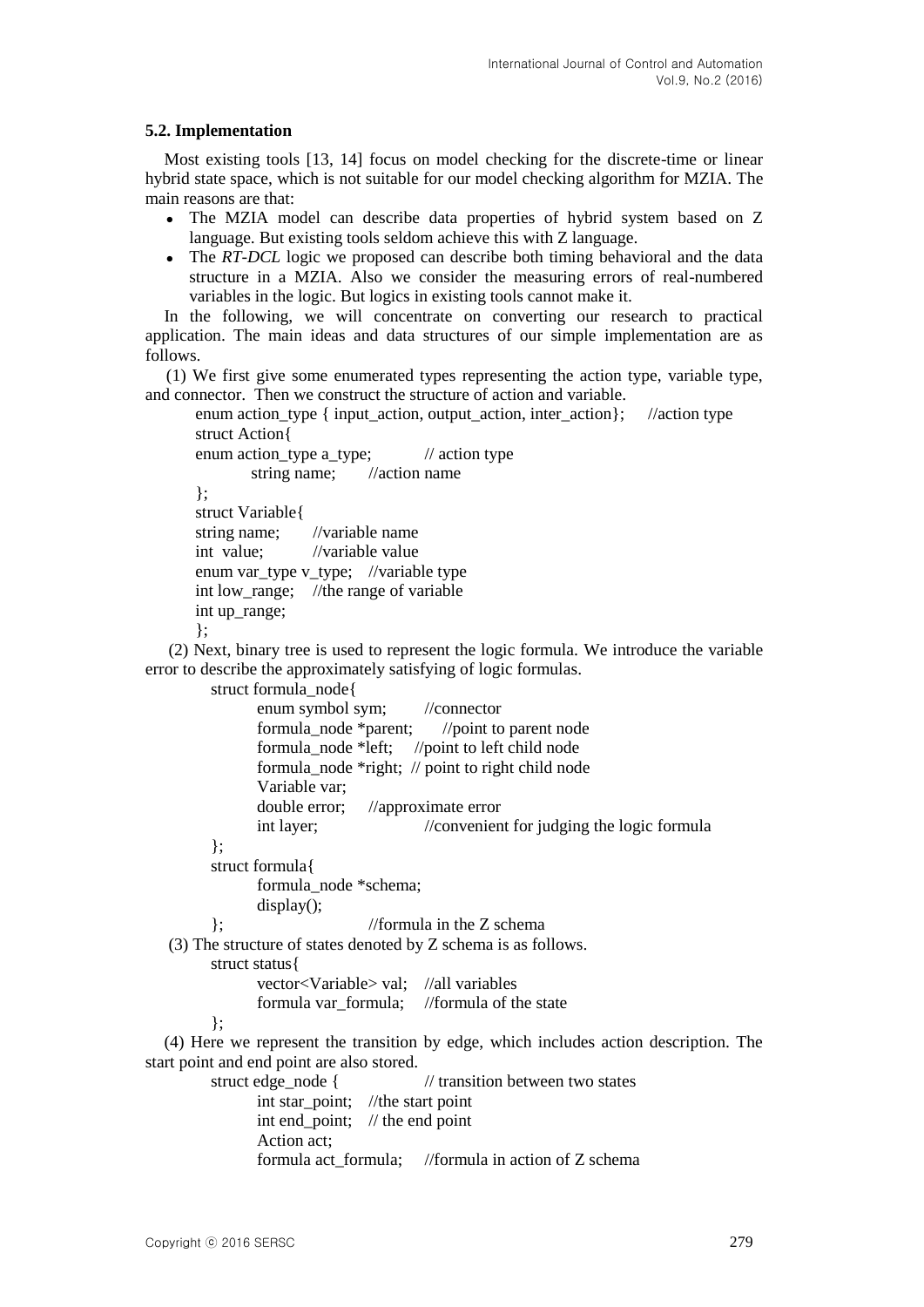### 5.2. Implementation

Most existing tools [13, 14] focus on model checking for the discrete-time or linear hybrid state space, which is not suitable for our model checking algorithm for MZIA. The main reasons are that:

- The MZIA model can describe data properties of hybrid system based on Z language. But existing tools seldom achieve this with Z language.
- The *RT-DCL* logic we proposed can describe both timing behavioral and the data structure in a MZIA. Also we consider the measuring errors of real-numbered variables in the logic. But logics in existing tools cannot make it.

In the following, we will concentrate on converting our research to practical application. The main ideas and data structures of our simple implementation are as follows.

(1) We first give some enumerated types representing the action type, variable type, and connector. Then we construct the structure of action and variable.

```
enum action_type { input_action, output_action, inter_action};    //action type
struct Action{
enum action_type a_type;        // action type
        string name;      //action name
};
struct Variable{
string name;      //variable name
int  value;       //variable value
enum var_type v_type;   //variable type
int low_range;    //the range of variable
int up_range;
};
```

(2) Next, binary tree is used to represent the logic formula. We introduce the variable error to describe the approximately satisfying of logic formulas.

```
struct formula_node{
        enum symbol sym;       //connector
        formula_node *parent;     //point to parent node
        formula_node *left;    //point to left child node
        formula_node *right;  // point to right child node
        Variable var;
        double error;    //approximate error
        int layer;                //convenient for judging the logic formula
};
struct formula{
        formula_node *schema;
        display();
};                      //formula in the Z schema
```

(3) The structure of states denoted by Z schema is as follows.

```
struct status{
        vector<Variable> val;   //all variables
        formula var_formula;    //formula of the state
};
```

(4) Here we represent the transition by edge, which includes action description. The start point and end point are also stored.

```
struct edge_node {               // transition between two states
        int star_point;   //the start point
        int end_point;   // the end point
        Action act;
        formula act_formula;    //formula in action of Z schema
```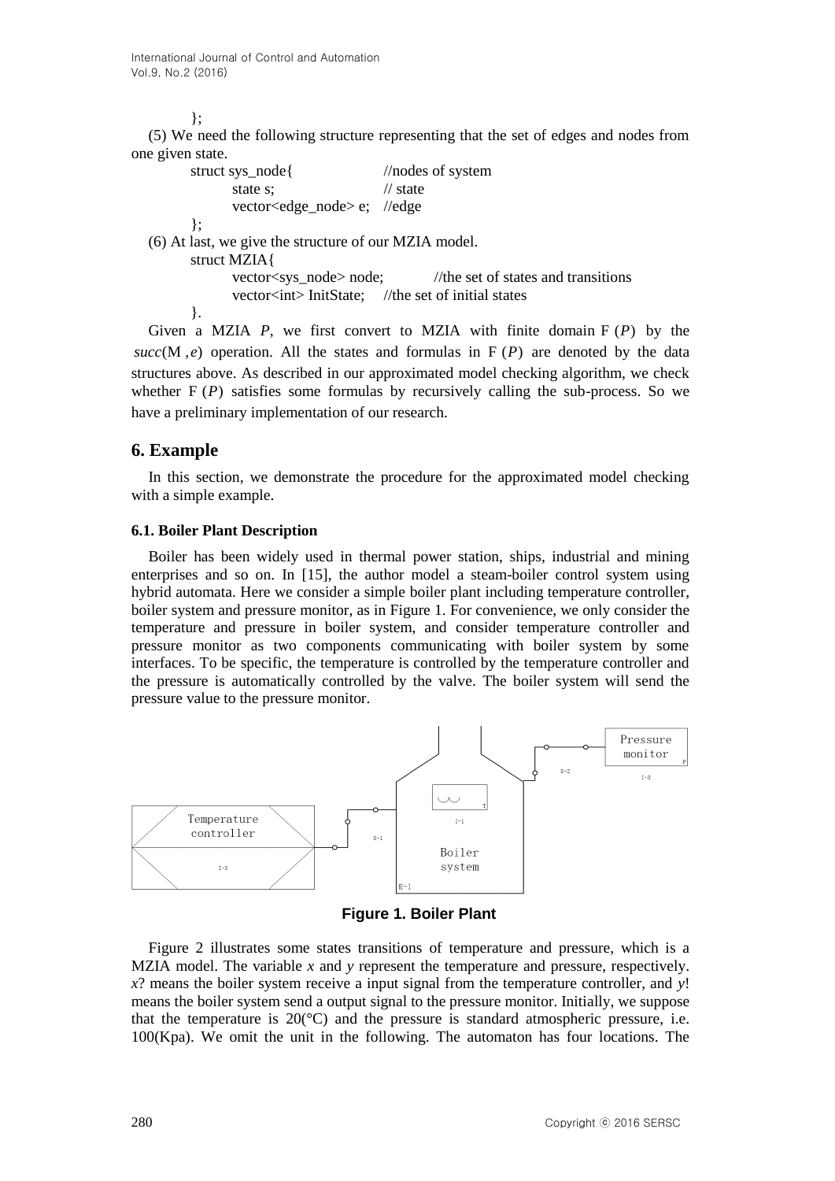```
};
```

(5) We need the following structure representing that the set of edges and nodes from one given state.

```
struct sys_node{                //nodes of system
        state s;                // state
        vector<edge_node> e;    //edge
};
```

(6) At last, we give the structure of our MZIA model.

```
struct MZIA{
        vector<sys_node> node;          //the set of states and transitions
        vector<int> InitState;    //the set of initial states
}.
```

Given a MZIA $P$, we first convert to MZIA with finite domain $\mathrm{F}(P)$ by the $succ(\mathrm{M}, e)$ operation. All the states and formulas in $\mathrm{F}(P)$ are denoted by the data structures above. As described in our approximated model checking algorithm, we check whether $\mathrm{F}(P)$ satisfies some formulas by recursively calling the sub-process. So we have a preliminary implementation of our research.

## 6. Example

In this section, we demonstrate the procedure for the approximated model checking with a simple example.

### 6.1. Boiler Plant Description

Boiler has been widely used in thermal power station, ships, industrial and mining enterprises and so on. In [15], the author model a steam-boiler control system using hybrid automata. Here we consider a simple boiler plant including temperature controller, boiler system and pressure monitor, as in Figure 1. For convenience, we only consider the temperature and pressure in boiler system, and consider temperature controller and pressure monitor as two components communicating with boiler system by some interfaces. To be specific, the temperature is controlled by the temperature controller and the pressure is automatically controlled by the valve. The boiler system will send the pressure value to the pressure monitor.

**Figure 1. Boiler Plant**

Figure 2 illustrates some states transitions of temperature and pressure, which is a MZIA model. The variable $x$ and $y$ represent the temperature and pressure, respectively. $x$? means the boiler system receive a input signal from the temperature controller, and $y$! means the boiler system send a output signal to the pressure monitor. Initially, we suppose that the temperature is 20(°C) and the pressure is standard atmospheric pressure, i.e. 100(Kpa). We omit the unit in the following. The automaton has four locations. The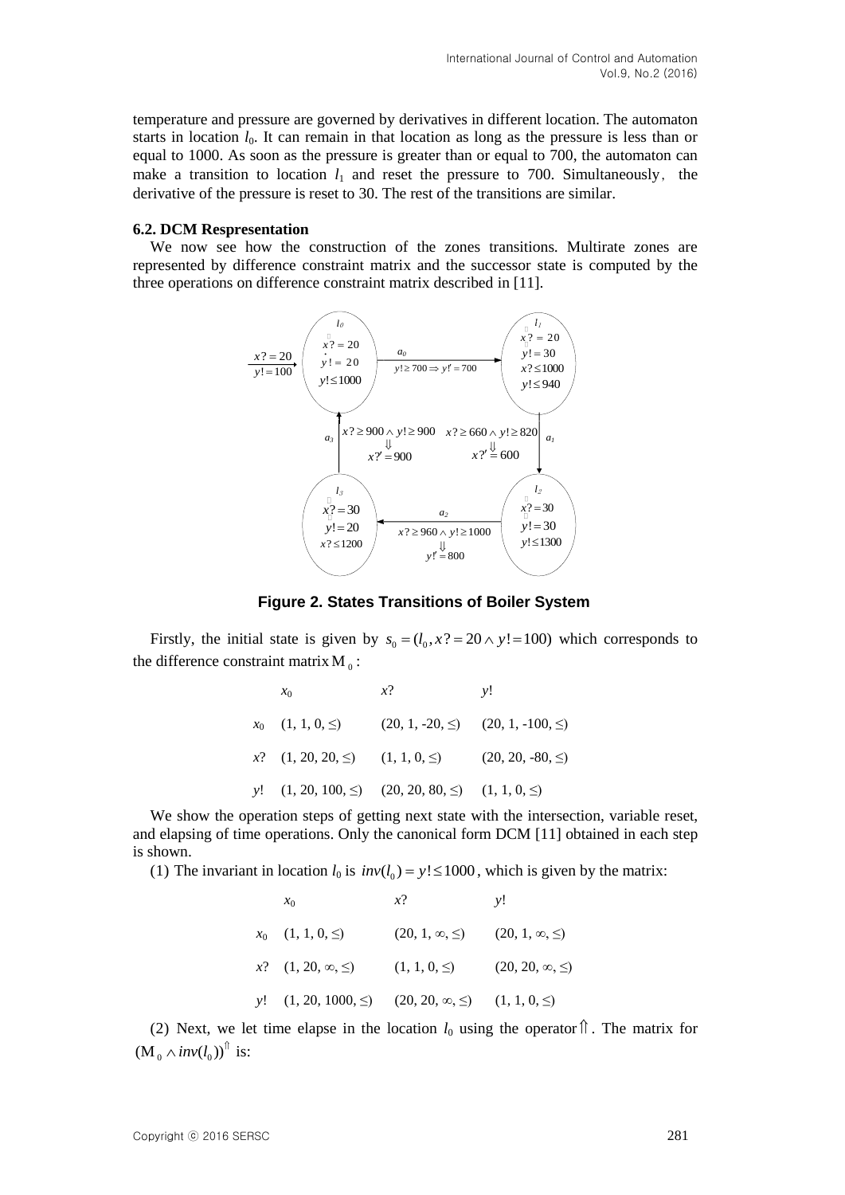temperature and pressure are governed by derivatives in different location. The automaton starts in location $l_0$. It can remain in that location as long as the pressure is less than or equal to 1000. As soon as the pressure is greater than or equal to 700, the automaton can make a transition to location $l_1$ and reset the pressure to 700. Simultaneously, the derivative of the pressure is reset to 30. The rest of the transitions are similar.

### 6.2. DCM Respresentation

We now see how the construction of the zones transitions. Multirate zones are represented by difference constraint matrix and the successor state is computed by the three operations on difference constraint matrix described in [11].

**Figure 2. States Transitions of Boiler System**

Firstly, the initial state is given by $s_0 = (l_0, x? = 20 \wedge y! = 100)$ which corresponds to the difference constraint matrix $\mathrm{M}_0$:

| | $x_0$ | $x?$ | $y!$ |
|---|---|---|---|
| $x_0$ | (1, 1, 0, ≤) | (20, 1, -20, ≤) | (20, 1, -100, ≤) |
| $x?$ | (1, 20, 20, ≤) | (1, 1, 0, ≤) | (20, 20, -80, ≤) |
| $y!$ | (1, 20, 100, ≤) | (20, 20, 80, ≤) | (1, 1, 0, ≤) |

We show the operation steps of getting next state with the intersection, variable reset, and elapsing of time operations. Only the canonical form DCM [11] obtained in each step is shown.

(1) The invariant in location $l_0$ is $inv(l_0) = y! \leq 1000$, which is given by the matrix:

| | $x_0$ | $x?$ | $y!$ |
|---|---|---|---|
| $x_0$ | (1, 1, 0, ≤) | (20, 1, ∞, ≤) | (20, 1, ∞, ≤) |
| $x?$ | (1, 20, ∞, ≤) | (1, 1, 0, ≤) | (20, 20, ∞, ≤) |
| $y!$ | (1, 20, 1000, ≤) | (20, 20, ∞, ≤) | (1, 1, 0, ≤) |

(2) Next, we let time elapse in the location $l_0$ using the operator $\Uparrow$. The matrix for $(\mathrm{M}_0 \wedge inv(l_0))^{\Uparrow}$ is: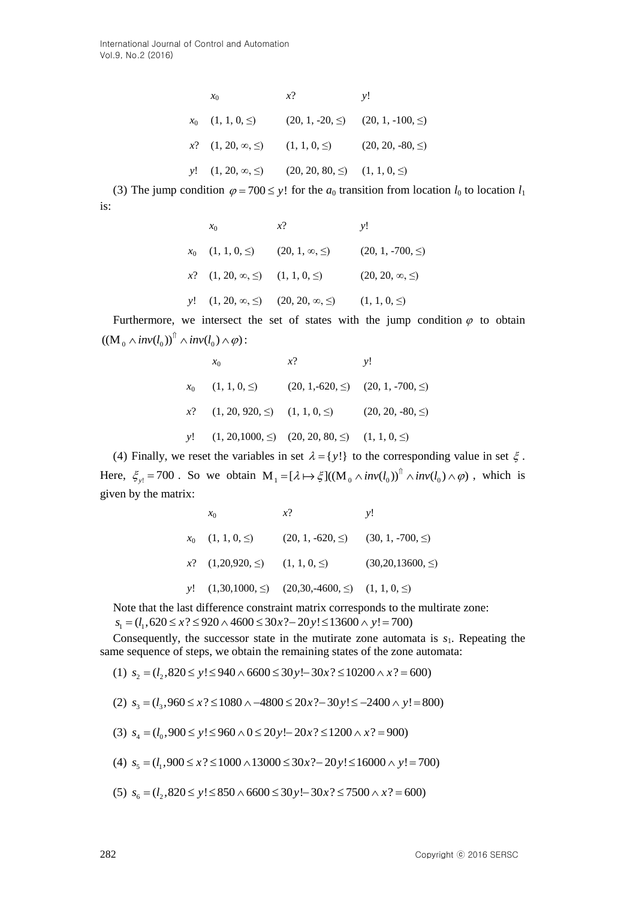|  | $x_0$ | $x?$ | $y!$ |
|---|---|---|---|
| $x_0$ | $(1, 1, 0, \leq)$ | $(20, 1, -20, \leq)$ | $(20, 1, -100, \leq)$ |
| $x?$ | $(1, 20, \infty, \leq)$ | $(1, 1, 0, \leq)$ | $(20, 20, -80, \leq)$ |
| $y!$ | $(1, 20, \infty, \leq)$ | $(20, 20, 80, \leq)$ | $(1, 1, 0, \leq)$ |

(3) The jump condition $\varphi = 700 \leq y!$ for the $a_0$ transition from location $l_0$ to location $l_1$ is:

|  | $x_0$ | $x?$ | $y!$ |
|---|---|---|---|
| $x_0$ | $(1, 1, 0, \leq)$ | $(20, 1, \infty, \leq)$ | $(20, 1, -700, \leq)$ |
| $x?$ | $(1, 20, \infty, \leq)$ | $(1, 1, 0, \leq)$ | $(20, 20, \infty, \leq)$ |
| $y!$ | $(1, 20, \infty, \leq)$ | $(20, 20, \infty, \leq)$ | $(1, 1, 0, \leq)$ |

Furthermore, we intersect the set of states with the jump condition $\varphi$ to obtain $((\mathrm{M}_0 \wedge inv(l_0))^{\Uparrow} \wedge inv(l_0) \wedge \varphi)$:

|  | $x_0$ | $x?$ | $y!$ |
|---|---|---|---|
| $x_0$ | $(1, 1, 0, \leq)$ | $(20, 1, -620, \leq)$ | $(20, 1, -700, \leq)$ |
| $x?$ | $(1, 20, 920, \leq)$ | $(1, 1, 0, \leq)$ | $(20, 20, -80, \leq)$ |
| $y!$ | $(1, 20, 1000, \leq)$ | $(20, 20, 80, \leq)$ | $(1, 1, 0, \leq)$ |

(4) Finally, we reset the variables in set $\lambda = \{y!\}$ to the corresponding value in set $\xi$. Here, $\xi_{y!} = 700$. So we obtain $\mathrm{M}_1 = [\lambda \mapsto \xi]((\mathrm{M}_0 \wedge inv(l_0))^{\Uparrow} \wedge inv(l_0) \wedge \varphi)$, which is given by the matrix:

|  | $x_0$ | $x?$ | $y!$ |
|---|---|---|---|
| $x_0$ | $(1, 1, 0, \leq)$ | $(20, 1, -620, \leq)$ | $(30, 1, -700, \leq)$ |
| $x?$ | $(1, 20, 920, \leq)$ | $(1, 1, 0, \leq)$ | $(30, 20, 13600, \leq)$ |
| $y!$ | $(1, 30, 1000, \leq)$ | $(20, 30, -4600, \leq)$ | $(1, 1, 0, \leq)$ |

Note that the last difference constraint matrix corresponds to the multirate zone:
$s_1 = (l_1, 620 \leq x? \leq 920 \wedge 4600 \leq 30x? - 20y! \leq 13600 \wedge y! = 700)$

Consequently, the successor state in the mutirate zone automata is $s_1$. Repeating the same sequence of steps, we obtain the remaining states of the zone automata:

(1) $s_2 = (l_2, 820 \leq y! \leq 940 \wedge 6600 \leq 30y! - 30x? \leq 10200 \wedge x? = 600)$

(2) $s_3 = (l_3, 960 \leq x? \leq 1080 \wedge -4800 \leq 20x? - 30y! \leq -2400 \wedge y! = 800)$

(3) $s_4 = (l_0, 900 \leq y! \leq 960 \wedge 0 \leq 20y! - 20x? \leq 1200 \wedge x? = 900)$

(4) $s_5 = (l_1, 900 \leq x? \leq 1000 \wedge 13000 \leq 30x? - 20y! \leq 16000 \wedge y! = 700)$

(5) $s_6 = (l_2, 820 \leq y! \leq 850 \wedge 6600 \leq 30y! - 30x? \leq 7500 \wedge x? = 600)$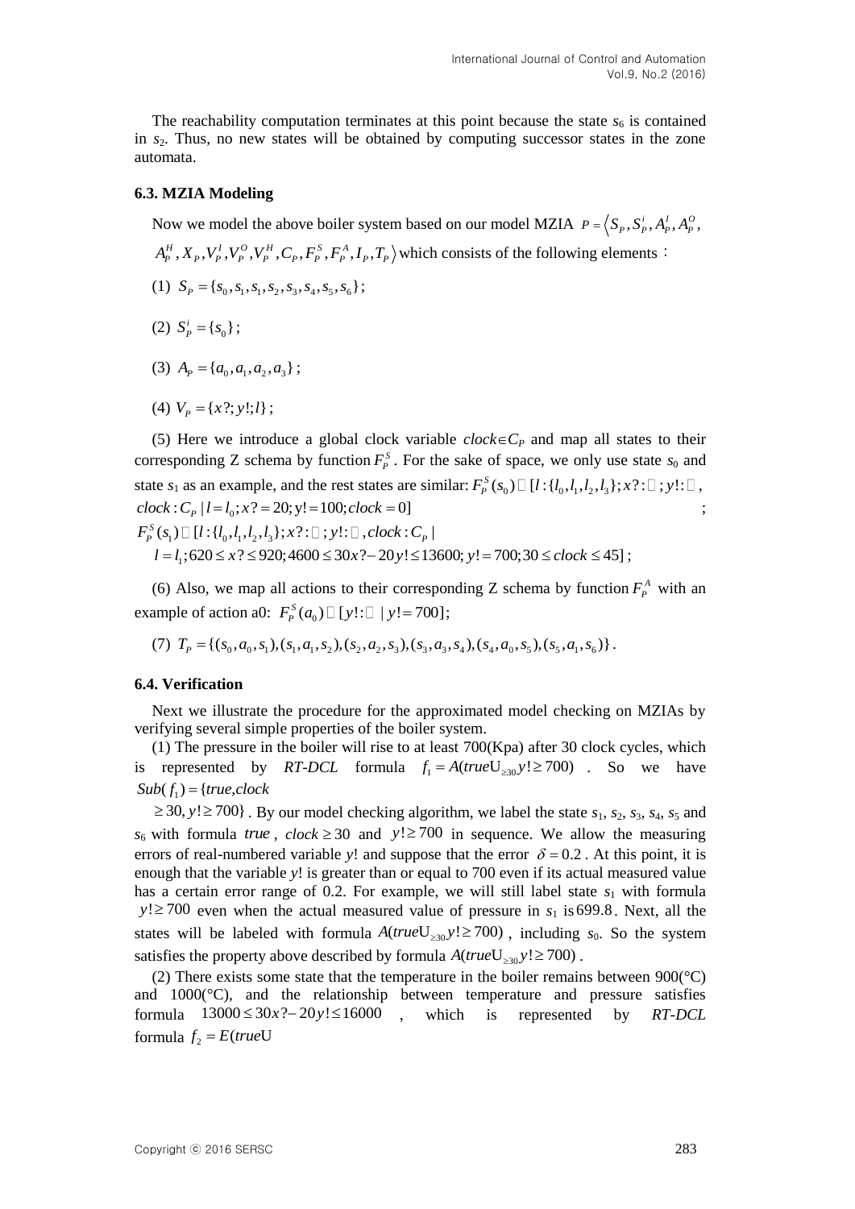The reachability computation terminates at this point because the state $s_6$ is contained in $s_2$. Thus, no new states will be obtained by computing successor states in the zone automata.

### 6.3. MZIA Modeling

Now we model the above boiler system based on our model MZIA $P = \langle S_P, S_P^i, A_P^I, A_P^O, A_P^H, X_P, V_P^I, V_P^O, V_P^H, C_P, F_P^S, F_P^A, I_P, T_P \rangle$ which consists of the following elements：

(1) $S_P = \{s_0, s_1, s_1, s_2, s_3, s_4, s_5, s_6\}$;

(2) $S_P^i = \{s_0\}$;

(3) $A_P = \{a_0, a_1, a_2, a_3\}$;

(4) $V_P = \{x?; y!; l\}$;

(5) Here we introduce a global clock variable $clock \in C_P$ and map all states to their corresponding Z schema by function $F_P^S$. For the sake of space, we only use state $s_0$ and state $s_1$ as an example, and the rest states are similar: $F_P^S(s_0) \square [l : \{l_0, l_1, l_2, l_3\}; x? : \square ; y! : \square, clock : C_P \mid l = l_0; x? = 20; y! = 100; clock = 0]$; $F_P^S(s_1) \square [l : \{l_0, l_1, l_2, l_3\}; x? : \square ; y! : \square, clock : C_P \mid l = l_1; 620 \le x? \le 920; 4600 \le 30x? - 20y! \le 13600; y! = 700; 30 \le clock \le 45]$;

(6) Also, we map all actions to their corresponding Z schema by function $F_P^A$ with an example of action a0: $F_P^S(a_0) \square [y! : \square \mid y! = 700]$;

(7) $T_P = \{(s_0, a_0, s_1), (s_1, a_1, s_2), (s_2, a_2, s_3), (s_3, a_3, s_4), (s_4, a_0, s_5), (s_5, a_1, s_6)\}$.

### 6.4. Verification

Next we illustrate the procedure for the approximated model checking on MZIAs by verifying several simple properties of the boiler system.

(1) The pressure in the boiler will rise to at least 700(Kpa) after 30 clock cycles, which is represented by *RT-DCL* formula $f_1 = A(true \mathrm{U}_{\ge 30} y! \ge 700)$. So we have $Sub(f_1) = \{true, clock \ge 30, y! \ge 700\}$. By our model checking algorithm, we label the state $s_1$, $s_2$, $s_3$, $s_4$, $s_5$ and $s_6$ with formula $true$, $clock \ge 30$ and $y! \ge 700$ in sequence. We allow the measuring errors of real-numbered variable $y!$ and suppose that the error $\delta = 0.2$. At this point, it is enough that the variable $y!$ is greater than or equal to 700 even if its actual measured value has a certain error range of 0.2. For example, we will still label state $s_1$ with formula $y! \ge 700$ even when the actual measured value of pressure in $s_1$ is $699.8$. Next, all the states will be labeled with formula $A(true \mathrm{U}_{\ge 30} y! \ge 700)$, including $s_0$. So the system satisfies the property above described by formula $A(true \mathrm{U}_{\ge 30} y! \ge 700)$.

(2) There exists some state that the temperature in the boiler remains between 900(°C) and 1000(°C), and the relationship between temperature and pressure satisfies formula $13000 \le 30x? - 20y! \le 16000$, which is represented by *RT-DCL* formula $f_2 = E(true \mathrm{U}$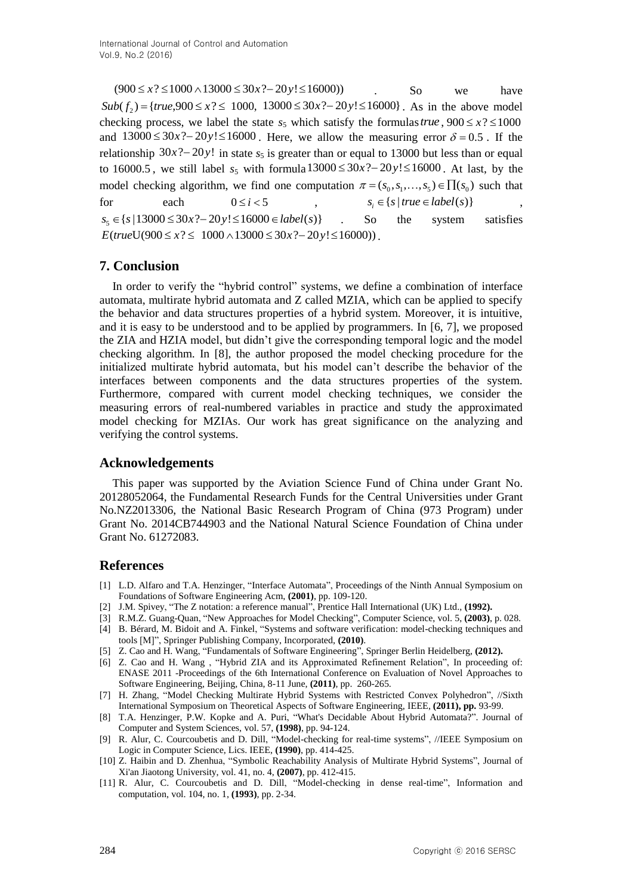$(900 \le x? \le 1000 \wedge 13000 \le 30x? - 20y! \le 16000))$. So we have $Sub(f_2) = \{true, 900 \le x? \le 1000, 13000 \le 30x? - 20y! \le 16000\}$. As in the above model checking process, we label the state $s_5$ which satisfy the formulas $true$, $900 \le x? \le 1000$ and $13000 \le 30x? - 20y! \le 16000$. Here, we allow the measuring error $\delta = 0.5$. If the relationship $30x? - 20y!$ in state $s_5$ is greater than or equal to 13000 but less than or equal to 16000.5, we still label $s_5$ with formula $13000 \le 30x? - 20y! \le 16000$. At last, by the model checking algorithm, we find one computation $\pi = (s_0, s_1, \ldots, s_5) \in \prod(s_0)$ such that for each $0 \le i < 5$, $s_i \in \{s \mid true \in label(s)\}$, $s_5 \in \{s \mid 13000 \le 30x? - 20y! \le 16000 \in label(s)\}$. So the system satisfies $E(true \mathrm{U}(900 \le x? \le 1000 \wedge 13000 \le 30x? - 20y! \le 16000))$.

## 7. Conclusion

In order to verify the "hybrid control" systems, we define a combination of interface automata, multirate hybrid automata and Z called MZIA, which can be applied to specify the behavior and data structures properties of a hybrid system. Moreover, it is intuitive, and it is easy to be understood and to be applied by programmers. In [6, 7], we proposed the ZIA and HZIA model, but didn't give the corresponding temporal logic and the model checking algorithm. In [8], the author proposed the model checking procedure for the initialized multirate hybrid automata, but his model can't describe the behavior of the interfaces between components and the data structures properties of the system. Furthermore, compared with current model checking techniques, we consider the measuring errors of real-numbered variables in practice and study the approximated model checking for MZIAs. Our work has great significance on the analyzing and verifying the control systems.

## Acknowledgements

This paper was supported by the Aviation Science Fund of China under Grant No. 20128052064, the Fundamental Research Funds for the Central Universities under Grant No.NZ2013306, the National Basic Research Program of China (973 Program) under Grant No. 2014CB744903 and the National Natural Science Foundation of China under Grant No. 61272083.

## References

[1] L.D. Alfaro and T.A. Henzinger, "Interface Automata", Proceedings of the Ninth Annual Symposium on Foundations of Software Engineering Acm, **(2001)**, pp. 109-120.

[2] J.M. Spivey, "The Z notation: a reference manual", Prentice Hall International (UK) Ltd., **(1992).**

[3] R.M.Z. Guang-Quan, "New Approaches for Model Checking", Computer Science, vol. 5, **(2003)**, p. 028.

[4] B. Bérard, M. Bidoit and A. Finkel, "Systems and software verification: model-checking techniques and tools [M]", Springer Publishing Company, Incorporated, **(2010)**.

[5] Z. Cao and H. Wang, "Fundamentals of Software Engineering", Springer Berlin Heidelberg, **(2012).**

[6] Z. Cao and H. Wang , "Hybrid ZIA and its Approximated Refinement Relation", In proceeding of: ENASE 2011 -Proceedings of the 6th International Conference on Evaluation of Novel Approaches to Software Engineering, Beijing, China, 8-11 June, **(2011)**, pp. 260-265.

[7] H. Zhang, "Model Checking Multirate Hybrid Systems with Restricted Convex Polyhedron", //Sixth International Symposium on Theoretical Aspects of Software Engineering, IEEE, **(2011), pp.** 93-99.

[8] T.A. Henzinger, P.W. Kopke and A. Puri, "What's Decidable About Hybrid Automata?". Journal of Computer and System Sciences, vol. 57, **(1998)**, pp. 94-124.

[9] R. Alur, C. Courcoubetis and D. Dill, "Model-checking for real-time systems", //IEEE Symposium on Logic in Computer Science, Lics. IEEE, **(1990)**, pp. 414-425.

[10] Z. Haibin and D. Zhenhua, "Symbolic Reachability Analysis of Multirate Hybrid Systems", Journal of Xi'an Jiaotong University, vol. 41, no. 4, **(2007)**, pp. 412-415.

[11] R. Alur, C. Courcoubetis and D. Dill, "Model-checking in dense real-time", Information and computation, vol. 104, no. 1, **(1993)**, pp. 2-34.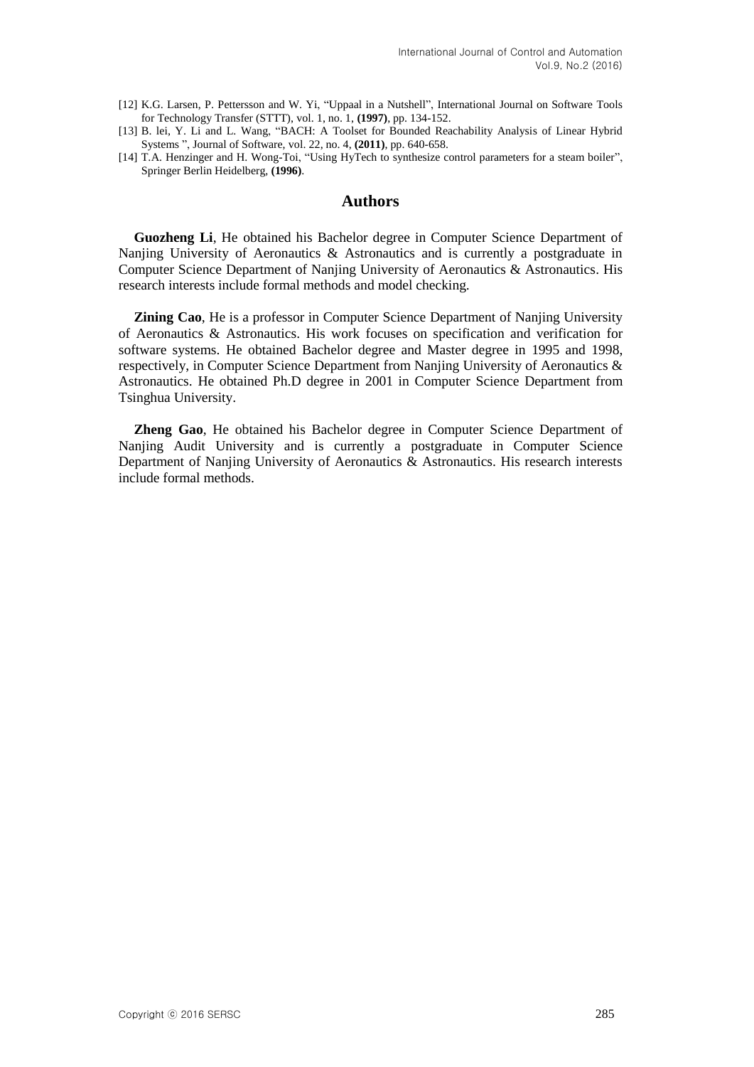[12] K.G. Larsen, P. Pettersson and W. Yi, "Uppaal in a Nutshell", International Journal on Software Tools for Technology Transfer (STTT), vol. 1, no. 1, **(1997)**, pp. 134-152.

[13] B. lei, Y. Li and L. Wang, "BACH: A Toolset for Bounded Reachability Analysis of Linear Hybrid Systems ", Journal of Software, vol. 22, no. 4, **(2011)**, pp. 640-658.

[14] T.A. Henzinger and H. Wong-Toi, "Using HyTech to synthesize control parameters for a steam boiler", Springer Berlin Heidelberg, **(1996)**.

## Authors

**Guozheng Li**, He obtained his Bachelor degree in Computer Science Department of Nanjing University of Aeronautics & Astronautics and is currently a postgraduate in Computer Science Department of Nanjing University of Aeronautics & Astronautics. His research interests include formal methods and model checking.

**Zining Cao**, He is a professor in Computer Science Department of Nanjing University of Aeronautics & Astronautics. His work focuses on specification and verification for software systems. He obtained Bachelor degree and Master degree in 1995 and 1998, respectively, in Computer Science Department from Nanjing University of Aeronautics & Astronautics. He obtained Ph.D degree in 2001 in Computer Science Department from Tsinghua University.

**Zheng Gao**, He obtained his Bachelor degree in Computer Science Department of Nanjing Audit University and is currently a postgraduate in Computer Science Department of Nanjing University of Aeronautics & Astronautics. His research interests include formal methods.